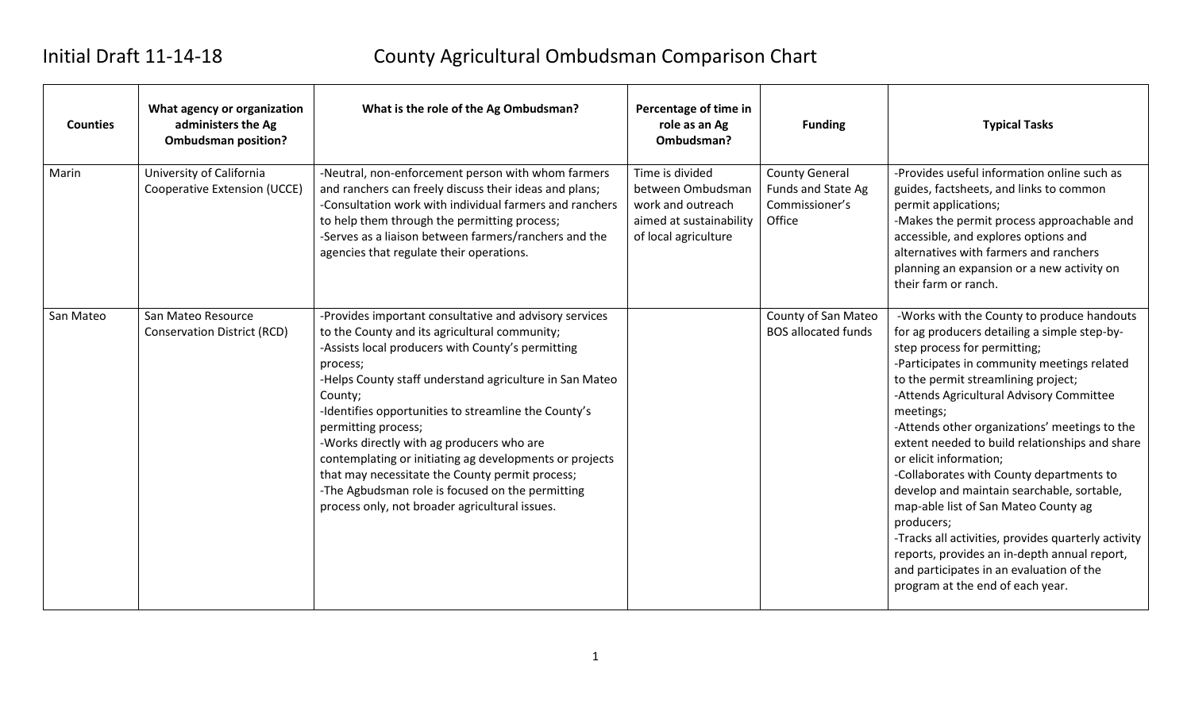Initial Draft 11-14-18

# County Agricultural Ombudsman Comparison Chart

| Counties | What agency or organization administers the Ag Ombudsman position? | What is the role of the Ag Ombudsman? | Percentage of time in role as an Ag Ombudsman? | Funding | Typical Tasks |
|---|---|---|---|---|---|
| Marin | University of California Cooperative Extension (UCCE) | -Neutral, non-enforcement person with whom farmers and ranchers can freely discuss their ideas and plans;<br>-Consultation work with individual farmers and ranchers to help them through the permitting process;<br>-Serves as a liaison between farmers/ranchers and the agencies that regulate their operations. | Time is divided between Ombudsman work and outreach aimed at sustainability of local agriculture | County General Funds and State Ag Commissioner's Office | -Provides useful information online such as guides, factsheets, and links to common permit applications;<br>-Makes the permit process approachable and accessible, and explores options and alternatives with farmers and ranchers planning an expansion or a new activity on their farm or ranch. |
| San Mateo | San Mateo Resource Conservation District (RCD) | -Provides important consultative and advisory services to the County and its agricultural community;<br>-Assists local producers with County's permitting process;<br>-Helps County staff understand agriculture in San Mateo County;<br>-Identifies opportunities to streamline the County's permitting process;<br>-Works directly with ag producers who are contemplating or initiating ag developments or projects that may necessitate the County permit process;<br>-The Agbudsman role is focused on the permitting process only, not broader agricultural issues. | | County of San Mateo BOS allocated funds | -Works with the County to produce handouts for ag producers detailing a simple step-by-step process for permitting;<br>-Participates in community meetings related to the permit streamlining project;<br>-Attends Agricultural Advisory Committee meetings;<br>-Attends other organizations' meetings to the extent needed to build relationships and share or elicit information;<br>-Collaborates with County departments to develop and maintain searchable, sortable, map-able list of San Mateo County ag producers;<br>-Tracks all activities, provides quarterly activity reports, provides an in-depth annual report, and participates in an evaluation of the program at the end of each year. |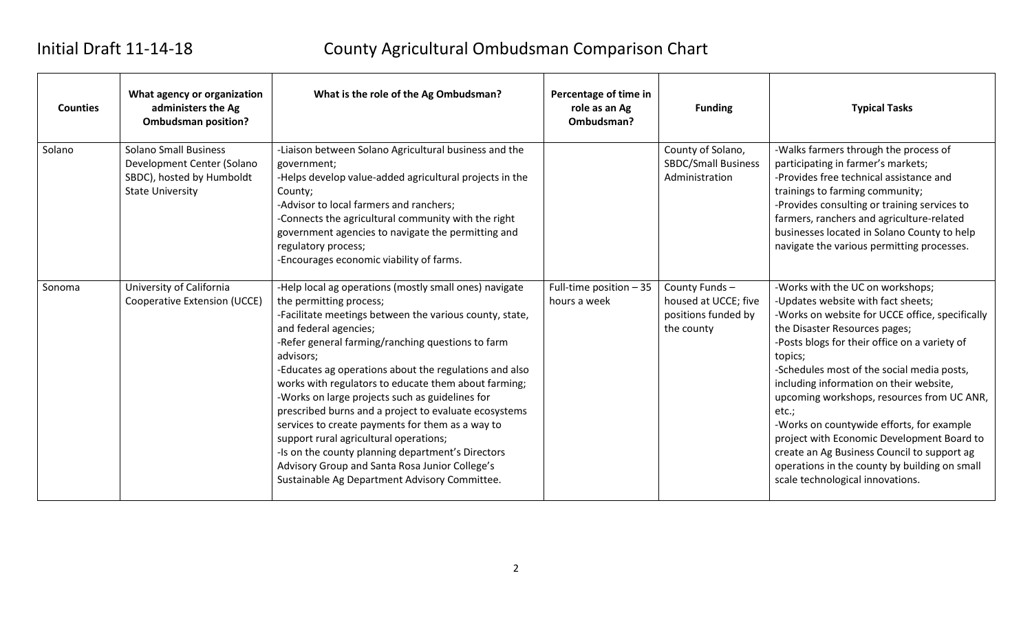Initial Draft 11-14-18

# County Agricultural Ombudsman Comparison Chart

| Counties | What agency or organization administers the Ag Ombudsman position? | What is the role of the Ag Ombudsman? | Percentage of time in role as an Ag Ombudsman? | Funding | Typical Tasks |
|---|---|---|---|---|---|
| Solano | Solano Small Business Development Center (Solano SBDC), hosted by Humboldt State University | -Liaison between Solano Agricultural business and the government;<br>-Helps develop value-added agricultural projects in the County;<br>-Advisor to local farmers and ranchers;<br>-Connects the agricultural community with the right government agencies to navigate the permitting and regulatory process;<br>-Encourages economic viability of farms. | | County of Solano, SBDC/Small Business Administration | -Walks farmers through the process of participating in farmer's markets;<br>-Provides free technical assistance and trainings to farming community;<br>-Provides consulting or training services to farmers, ranchers and agriculture-related businesses located in Solano County to help navigate the various permitting processes. |
| Sonoma | University of California Cooperative Extension (UCCE) | -Help local ag operations (mostly small ones) navigate the permitting process;<br>-Facilitate meetings between the various county, state, and federal agencies;<br>-Refer general farming/ranching questions to farm advisors;<br>-Educates ag operations about the regulations and also works with regulators to educate them about farming;<br>-Works on large projects such as guidelines for prescribed burns and a project to evaluate ecosystems services to create payments for them as a way to support rural agricultural operations;<br>-Is on the county planning department's Directors Advisory Group and Santa Rosa Junior College's Sustainable Ag Department Advisory Committee. | Full-time position – 35 hours a week | County Funds – housed at UCCE; five positions funded by the county | -Works with the UC on workshops;<br>-Updates website with fact sheets;<br>-Works on website for UCCE office, specifically the Disaster Resources pages;<br>-Posts blogs for their office on a variety of topics;<br>-Schedules most of the social media posts, including information on their website, upcoming workshops, resources from UC ANR, etc.;<br>-Works on countywide efforts, for example project with Economic Development Board to create an Ag Business Council to support ag operations in the county by building on small scale technological innovations. |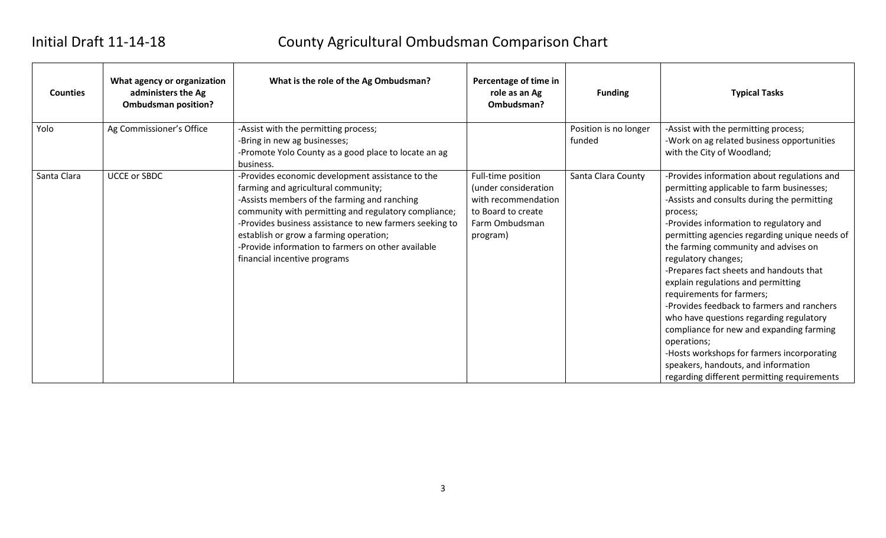Initial Draft 11-14-18

# County Agricultural Ombudsman Comparison Chart

| Counties | What agency or organization administers the Ag Ombudsman position? | What is the role of the Ag Ombudsman? | Percentage of time in role as an Ag Ombudsman? | Funding | Typical Tasks |
|---|---|---|---|---|---|
| Yolo | Ag Commissioner's Office | -Assist with the permitting process;<br>-Bring in new ag businesses;<br>-Promote Yolo County as a good place to locate an ag business. | | Position is no longer funded | -Assist with the permitting process;<br>-Work on ag related business opportunities with the City of Woodland; |
| Santa Clara | UCCE or SBDC | -Provides economic development assistance to the farming and agricultural community;<br>-Assists members of the farming and ranching community with permitting and regulatory compliance;<br>-Provides business assistance to new farmers seeking to establish or grow a farming operation;<br>-Provide information to farmers on other available financial incentive programs | Full-time position (under consideration with recommendation to Board to create Farm Ombudsman program) | Santa Clara County | -Provides information about regulations and permitting applicable to farm businesses;<br>-Assists and consults during the permitting process;<br>-Provides information to regulatory and permitting agencies regarding unique needs of the farming community and advises on regulatory changes;<br>-Prepares fact sheets and handouts that explain regulations and permitting requirements for farmers;<br>-Provides feedback to farmers and ranchers who have questions regarding regulatory compliance for new and expanding farming operations;<br>-Hosts workshops for farmers incorporating speakers, handouts, and information regarding different permitting requirements |